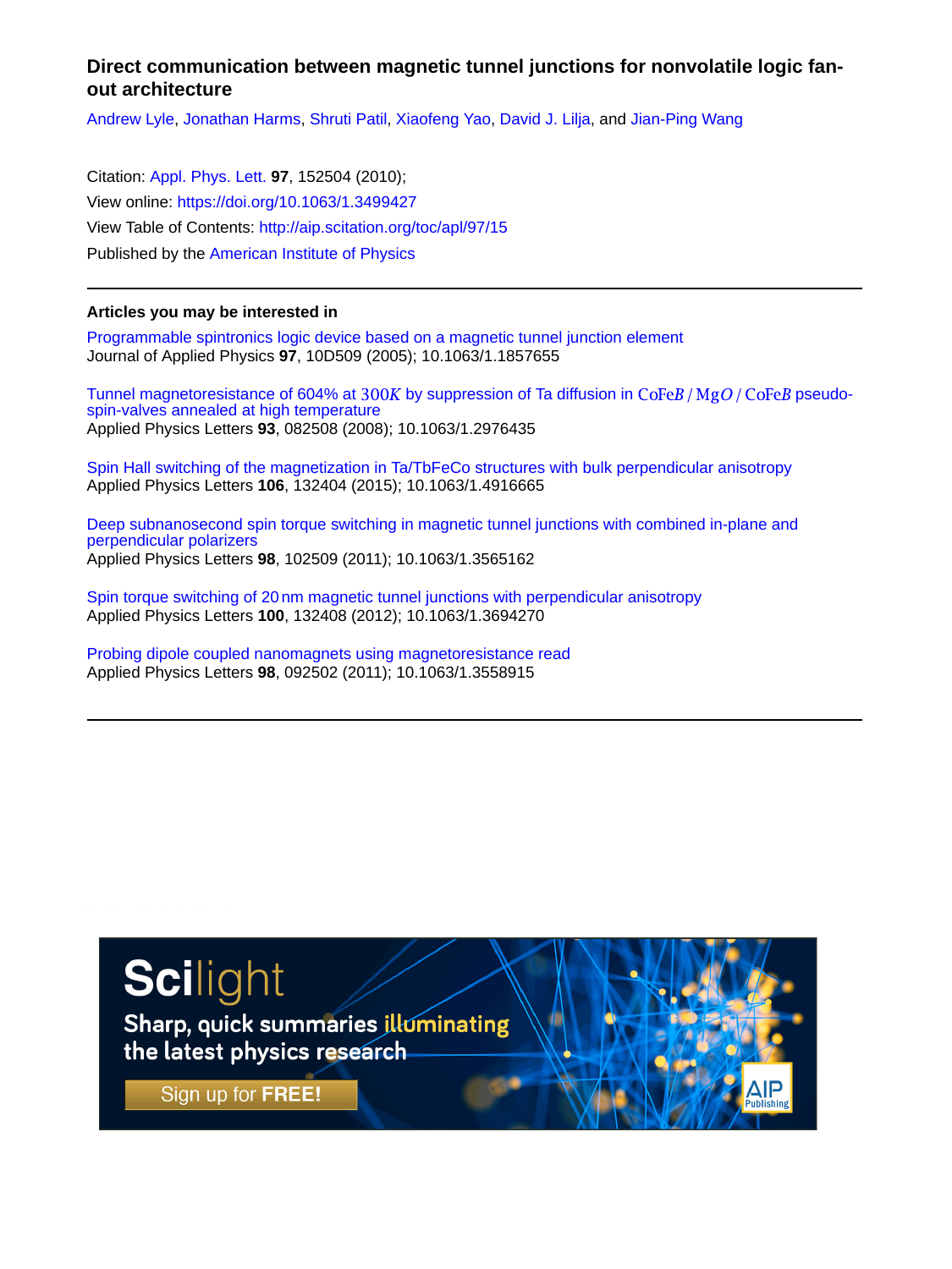# Direct communication between magnetic tunnel junctions for nonvolatile logic fan-out architecture

Andrew Lyle, Jonathan Harms, Shruti Patil, Xiaofeng Yao, David J. Lilja, and Jian-Ping Wang

Citation: Appl. Phys. Lett. **97**, 152504 (2010);
View online: https://doi.org/10.1063/1.3499427
View Table of Contents: http://aip.scitation.org/toc/apl/97/15
Published by the American Institute of Physics

---

### Articles you may be interested in

Programmable spintronics logic device based on a magnetic tunnel junction element
Journal of Applied Physics **97**, 10D509 (2005); 10.1063/1.1857655

Tunnel magnetoresistance of 604% at $300K$ by suppression of Ta diffusion in $CoFeB/MgO/CoFeB$ pseudo-spin-valves annealed at high temperature
Applied Physics Letters **93**, 082508 (2008); 10.1063/1.2976435

Spin Hall switching of the magnetization in Ta/TbFeCo structures with bulk perpendicular anisotropy
Applied Physics Letters **106**, 132404 (2015); 10.1063/1.4916665

Deep subnanosecond spin torque switching in magnetic tunnel junctions with combined in-plane and perpendicular polarizers
Applied Physics Letters **98**, 102509 (2011); 10.1063/1.3565162

Spin torque switching of 20 nm magnetic tunnel junctions with perpendicular anisotropy
Applied Physics Letters **100**, 132408 (2012); 10.1063/1.3694270

Probing dipole coupled nanomagnets using magnetoresistance read
Applied Physics Letters **98**, 092502 (2011); 10.1063/1.3558915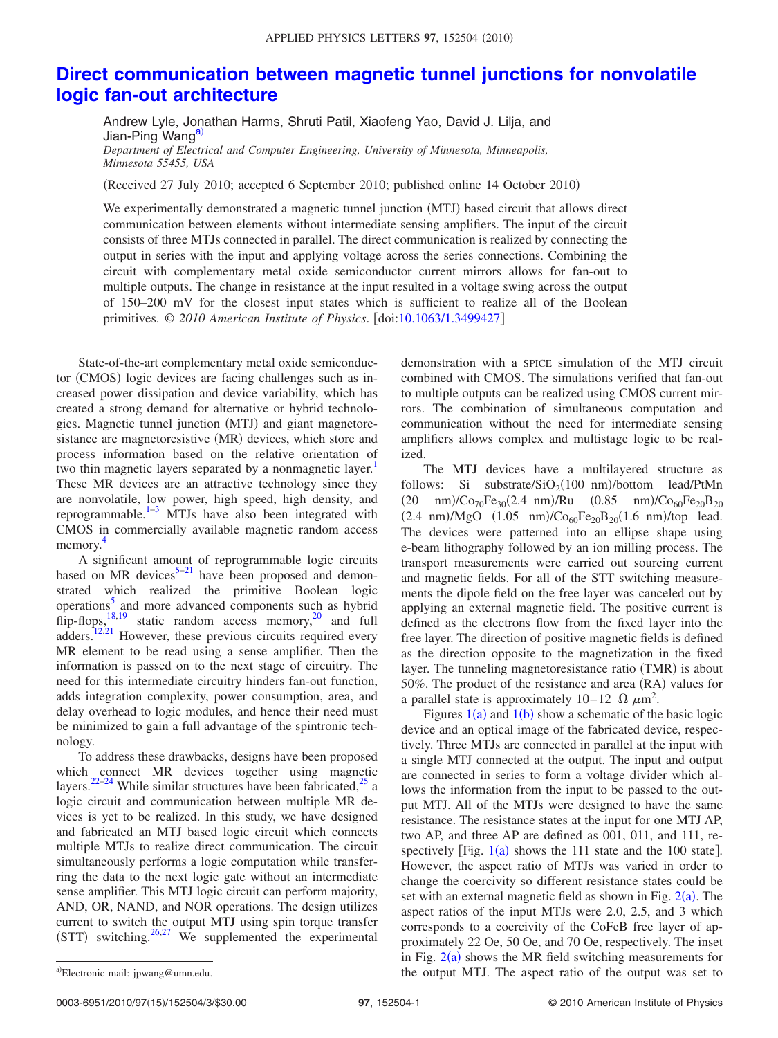# Direct communication between magnetic tunnel junctions for nonvolatile logic fan-out architecture

Andrew Lyle, Jonathan Harms, Shruti Patil, Xiaofeng Yao, David J. Lilja, and Jian-Ping Wang[a]

*Department of Electrical and Computer Engineering, University of Minnesota, Minneapolis, Minnesota 55455, USA*

(Received 27 July 2010; accepted 6 September 2010; published online 14 October 2010)

We experimentally demonstrated a magnetic tunnel junction (MTJ) based circuit that allows direct communication between elements without intermediate sensing amplifiers. The input of the circuit consists of three MTJs connected in parallel. The direct communication is realized by connecting the output in series with the input and applying voltage across the series connections. Combining the circuit with complementary metal oxide semiconductor current mirrors allows for fan-out to multiple outputs. The change in resistance at the input resulted in a voltage swing across the output of 150–200 mV for the closest input states which is sufficient to realize all of the Boolean primitives. © *2010 American Institute of Physics*. [doi:10.1063/1.3499427]

State-of-the-art complementary metal oxide semiconductor (CMOS) logic devices are facing challenges such as increased power dissipation and device variability, which has created a strong demand for alternative or hybrid technologies. Magnetic tunnel junction (MTJ) and giant magnetoresistance are magnetoresistive (MR) devices, which store and process information based on the relative orientation of two thin magnetic layers separated by a nonmagnetic layer.[1] These MR devices are an attractive technology since they are nonvolatile, low power, high speed, high density, and reprogrammable.[1–3] MTJs have also been integrated with CMOS in commercially available magnetic random access memory.[4]

A significant amount of reprogrammable logic circuits based on MR devices[5–21] have been proposed and demonstrated which realized the primitive Boolean logic operations[5] and more advanced components such as hybrid flip-flops,[18,19] static random access memory,[20] and full adders.[12,21] However, these previous circuits required every MR element to be read using a sense amplifier. Then the information is passed on to the next stage of circuitry. The need for this intermediate circuitry hinders fan-out function, adds integration complexity, power consumption, area, and delay overhead to logic modules, and hence their need must be minimized to gain a full advantage of the spintronic technology.

To address these drawbacks, designs have been proposed which connect MR devices together using magnetic layers.[22–24] While similar structures have been fabricated,[25] a logic circuit and communication between multiple MR devices is yet to be realized. In this study, we have designed and fabricated an MTJ based logic circuit which connects multiple MTJs to realize direct communication. The circuit simultaneously performs a logic computation while transferring the data to the next logic gate without an intermediate sense amplifier. This MTJ logic circuit can perform majority, AND, OR, NAND, and NOR operations. The design utilizes current to switch the output MTJ using spin torque transfer (STT) switching.[26,27] We supplemented the experimental demonstration with a SPICE simulation of the MTJ circuit combined with CMOS. The simulations verified that fan-out to multiple outputs can be realized using CMOS current mirrors. The combination of simultaneous computation and communication without the need for intermediate sensing amplifiers allows complex and multistage logic to be realized.

The MTJ devices have a multilayered structure as follows: Si substrate/$SiO_2$(100 nm)/bottom lead/PtMn (20 nm)/$Co_{70}Fe_{30}$(2.4 nm)/Ru (0.85 nm)/$Co_{60}Fe_{20}B_{20}$ (2.4 nm)/MgO (1.05 nm)/$Co_{60}Fe_{20}B_{20}$(1.6 nm)/top lead. The devices were patterned into an ellipse shape using e-beam lithography followed by an ion milling process. The transport measurements were carried out sourcing current and magnetic fields. For all of the STT switching measurements the dipole field on the free layer was canceled out by applying an external magnetic field. The positive current is defined as the electrons flow from the fixed layer into the free layer. The direction of positive magnetic fields is defined as the direction opposite to the magnetization in the fixed layer. The tunneling magnetoresistance ratio (TMR) is about 50%. The product of the resistance and area (RA) values for a parallel state is approximately 10–12 $\Omega\ \mu m^2$.

Figures 1(a) and 1(b) show a schematic of the basic logic device and an optical image of the fabricated device, respectively. Three MTJs are connected in parallel at the input with a single MTJ connected at the output. The input and output are connected in series to form a voltage divider which allows the information from the input to be passed to the output MTJ. All of the MTJs were designed to have the same resistance. The resistance states at the input for one MTJ AP, two AP, and three AP are defined as 001, 011, and 111, respectively [Fig. 1(a) shows the 111 state and the 100 state]. However, the aspect ratio of MTJs was varied in order to change the coercivity so different resistance states could be set with an external magnetic field as shown in Fig. 2(a). The aspect ratios of the input MTJs were 2.0, 2.5, and 3 which corresponds to a coercivity of the CoFeB free layer of approximately 22 Oe, 50 Oe, and 70 Oe, respectively. The inset in Fig. 2(a) shows the MR field switching measurements for the output MTJ. The aspect ratio of the output was set to

[a]Electronic mail: jpwang@umn.edu.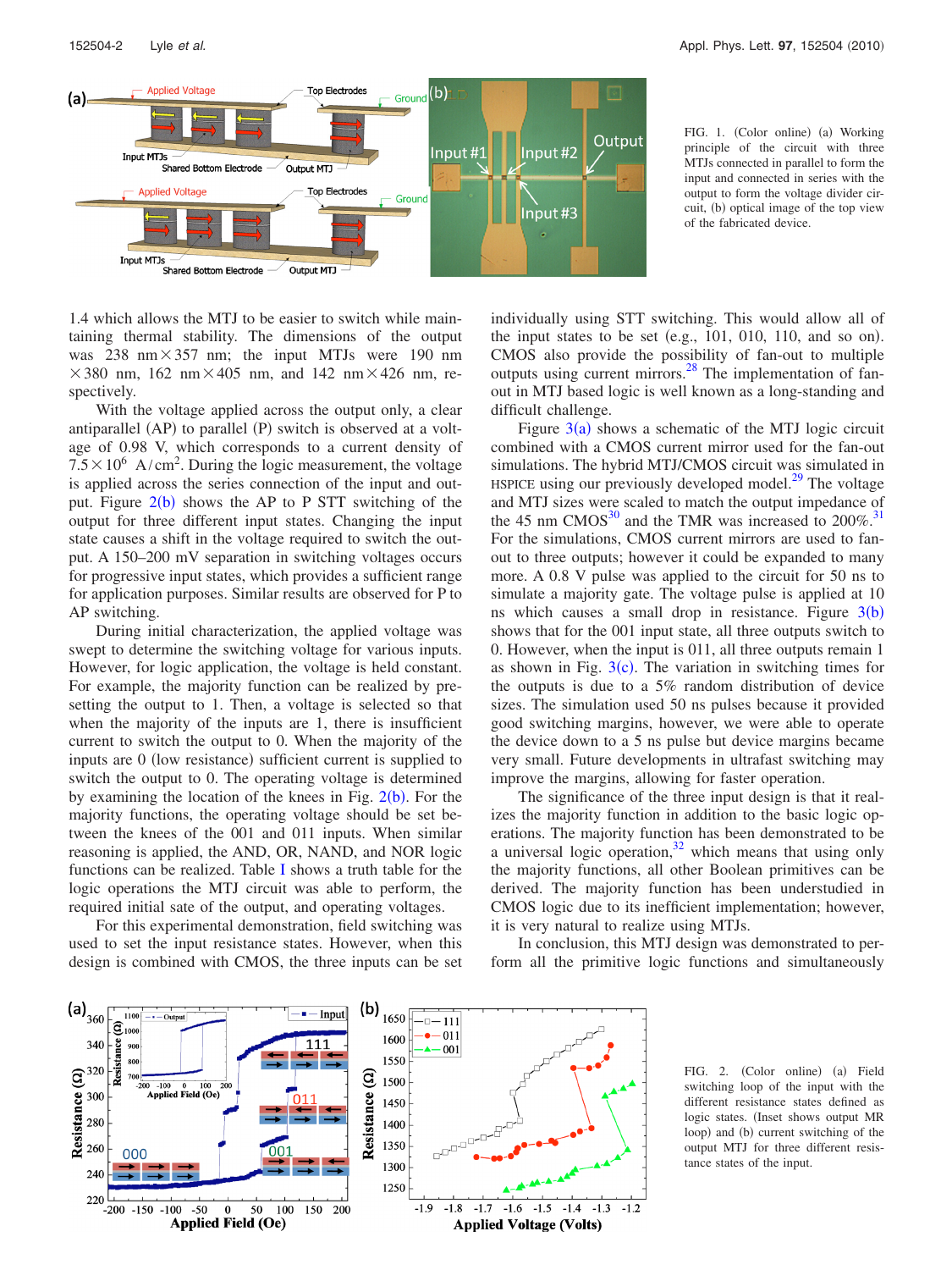FIG. 1. (Color online) (a) Working principle of the circuit with three MTJs connected in parallel to form the input and connected in series with the output to form the voltage divider circuit, (b) optical image of the top view of the fabricated device.

1.4 which allows the MTJ to be easier to switch while maintaining thermal stability. The dimensions of the output was 238 nm$\times$357 nm; the input MTJs were 190 nm $\times$380 nm, 162 nm$\times$405 nm, and 142 nm$\times$426 nm, respectively.

With the voltage applied across the output only, a clear antiparallel (AP) to parallel (P) switch is observed at a voltage of 0.98 V, which corresponds to a current density of $7.5\times10^{6}$ A/cm$^2$. During the logic measurement, the voltage is applied across the series connection of the input and output. Figure 2(b) shows the AP to P STT switching of the output for three different input states. Changing the input state causes a shift in the voltage required to switch the output. A 150–200 mV separation in switching voltages occurs for progressive input states, which provides a sufficient range for application purposes. Similar results are observed for P to AP switching.

During initial characterization, the applied voltage was swept to determine the switching voltage for various inputs. However, for logic application, the voltage is held constant. For example, the majority function can be realized by presetting the output to 1. Then, a voltage is selected so that when the majority of the inputs are 1, there is insufficient current to switch the output to 0. When the majority of the inputs are 0 (low resistance) sufficient current is supplied to switch the output to 0. The operating voltage is determined by examining the location of the knees in Fig. 2(b). For the majority functions, the operating voltage should be set between the knees of the 001 and 011 inputs. When similar reasoning is applied, the AND, OR, NAND, and NOR logic functions can be realized. Table I shows a truth table for the logic operations the MTJ circuit was able to perform, the required initial sate of the output, and operating voltages.

For this experimental demonstration, field switching was used to set the input resistance states. However, when this design is combined with CMOS, the three inputs can be set individually using STT switching. This would allow all of the input states to be set (e.g., 101, 010, 110, and so on). CMOS also provide the possibility of fan-out to multiple outputs using current mirrors.[28] The implementation of fan-out in MTJ based logic is well known as a long-standing and difficult challenge.

Figure 3(a) shows a schematic of the MTJ logic circuit combined with a CMOS current mirror used for the fan-out simulations. The hybrid MTJ/CMOS circuit was simulated in HSPICE using our previously developed model.[29] The voltage and MTJ sizes were scaled to match the output impedance of the 45 nm CMOS[30] and the TMR was increased to 200%.[31] For the simulations, CMOS current mirrors are used to fan-out to three outputs; however it could be expanded to many more. A 0.8 V pulse was applied to the circuit for 50 ns to simulate a majority gate. The voltage pulse is applied at 10 ns which causes a small drop in resistance. Figure 3(b) shows that for the 001 input state, all three outputs switch to 0. However, when the input is 011, all three outputs remain 1 as shown in Fig. 3(c). The variation in switching times for the outputs is due to a 5% random distribution of device sizes. The simulation used 50 ns pulses because it provided good switching margins, however, we were able to operate the device down to a 5 ns pulse but device margins became very small. Future developments in ultrafast switching may improve the margins, allowing for faster operation.

The significance of the three input design is that it realizes the majority function in addition to the basic logic operations. The majority function has been demonstrated to be a universal logic operation,[32] which means that using only the majority functions, all other Boolean primitives can be derived. The majority function has been understudied in CMOS logic due to its inefficient implementation; however, it is very natural to realize using MTJs.

In conclusion, this MTJ design was demonstrated to perform all the primitive logic functions and simultaneously

FIG. 2. (Color online) (a) Field switching loop of the input with the different resistance states defined as logic states. (Inset shows output MR loop) and (b) current switching of the output MTJ for three different resistance states of the input.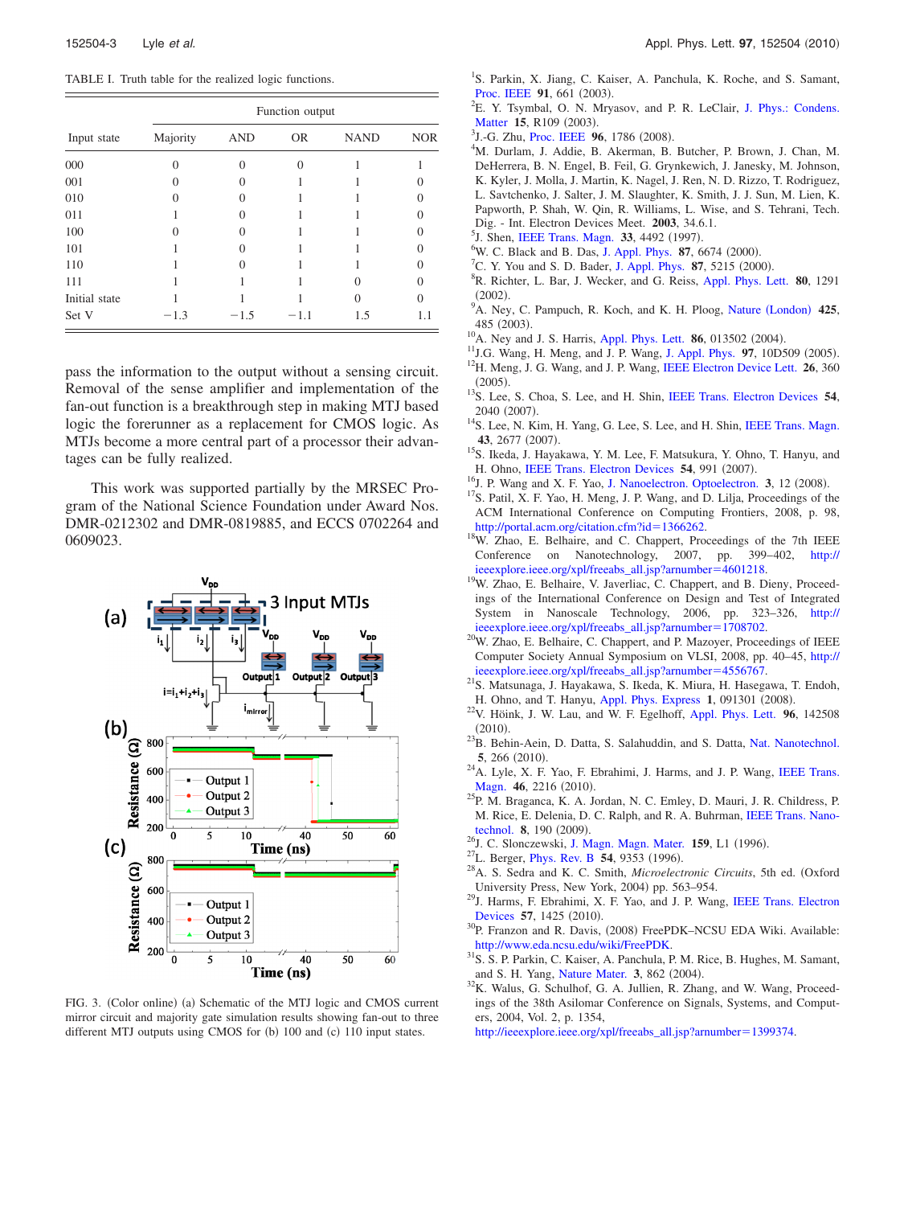TABLE I. Truth table for the realized logic functions.

| | Function output | | | | |
|---|---|---|---|---|---|
| Input state | Majority | AND | OR | NAND | NOR |
| 000 | 0 | 0 | 0 | 1 | 1 |
| 001 | 0 | 0 | 1 | 1 | 0 |
| 010 | 0 | 0 | 1 | 1 | 0 |
| 011 | 1 | 0 | 1 | 1 | 0 |
| 100 | 0 | 0 | 1 | 1 | 0 |
| 101 | 1 | 0 | 1 | 1 | 0 |
| 110 | 1 | 0 | 1 | 1 | 0 |
| 111 | 1 | 1 | 1 | 0 | 0 |
| Initial state | 1 | 1 | 1 | 0 | 0 |
| Set V | −1.3 | −1.5 | −1.1 | 1.5 | 1.1 |

pass the information to the output without a sensing circuit. Removal of the sense amplifier and implementation of the fan-out function is a breakthrough step in making MTJ based logic the forerunner as a replacement for CMOS logic. As MTJs become a more central part of a processor their advantages can be fully realized.

This work was supported partially by the MRSEC Program of the National Science Foundation under Award Nos. DMR-0212302 and DMR-0819885, and ECCS 0702264 and 0609023.

(a)
$V_{DD}$
3 Input MTJs
$i_1$ $i_2$ $i_3$
$V_{DD}$ $V_{DD}$ $V_{DD}$
Output 1 Output 2 Output 3
$i=i_1+i_2+i_3$
$i_{mirror}$

(b)
Resistance (Ω)
800
600
400
200
Output 1
Output 2
Output 3
0 5 10 40 50 60
Time (ns)

(c)
Resistance (Ω)
800
600
400
200
Output 1
Output 2
Output 3
0 5 10 40 50 60
Time (ns)

FIG. 3. (Color online) (a) Schematic of the MTJ logic and CMOS current mirror circuit and majority gate simulation results showing fan-out to three different MTJ outputs using CMOS for (b) 100 and (c) 110 input states.

[1] S. Parkin, X. Jiang, C. Kaiser, A. Panchula, K. Roche, and S. Samant, Proc. IEEE **91**, 661 (2003).

[2] E. Y. Tsymbal, O. N. Mryasov, and P. R. LeClair, J. Phys.: Condens. Matter **15**, R109 (2003).

[3] J.-G. Zhu, Proc. IEEE **96**, 1786 (2008).

[4] M. Durlam, J. Addie, B. Akerman, B. Butcher, P. Brown, J. Chan, M. DeHerrera, B. N. Engel, B. Feil, G. Grynkewich, J. Janesky, M. Johnson, K. Kyler, J. Molla, J. Martin, K. Nagel, J. Ren, N. D. Rizzo, T. Rodriguez, L. Savtchenko, J. Salter, J. M. Slaughter, K. Smith, J. J. Sun, M. Lien, K. Papworth, P. Shah, W. Qin, R. Williams, L. Wise, and S. Tehrani, Tech. Dig. - Int. Electron Devices Meet. **2003**, 34.6.1.

[5] J. Shen, IEEE Trans. Magn. **33**, 4492 (1997).

[6] W. C. Black and B. Das, J. Appl. Phys. **87**, 6674 (2000).

[7] C. Y. You and S. D. Bader, J. Appl. Phys. **87**, 5215 (2000).

[8] R. Richter, L. Bar, J. Wecker, and G. Reiss, Appl. Phys. Lett. **80**, 1291 (2002).

[9] A. Ney, C. Pampuch, R. Koch, and K. H. Ploog, Nature (London) **425**, 485 (2003).

[10] A. Ney and J. S. Harris, Appl. Phys. Lett. **86**, 013502 (2004).

[11] J.G. Wang, H. Meng, and J. P. Wang, J. Appl. Phys. **97**, 10D509 (2005).

[12] H. Meng, J. G. Wang, and J. P. Wang, IEEE Electron Device Lett. **26**, 360 (2005).

[13] S. Lee, S. Choa, S. Lee, and H. Shin, IEEE Trans. Electron Devices **54**, 2040 (2007).

[14] S. Lee, N. Kim, H. Yang, G. Lee, S. Lee, and H. Shin, IEEE Trans. Magn. **43**, 2677 (2007).

[15] S. Ikeda, J. Hayakawa, Y. M. Lee, F. Matsukura, Y. Ohno, T. Hanyu, and H. Ohno, IEEE Trans. Electron Devices **54**, 991 (2007).

[16] J. P. Wang and X. F. Yao, J. Nanoelectron. Optoelectron. **3**, 12 (2008).

[17] S. Patil, X. F. Yao, H. Meng, J. P. Wang, and D. Lilja, Proceedings of the ACM International Conference on Computing Frontiers, 2008, p. 98, http://portal.acm.org/citation.cfm?id=1366262.

[18] W. Zhao, E. Belhaire, and C. Chappert, Proceedings of the 7th IEEE Conference on Nanotechnology, 2007, pp. 399–402, http://ieeexplore.ieee.org/xpl/freeabs_all.jsp?arnumber=4601218.

[19] W. Zhao, E. Belhaire, V. Javerliac, C. Chappert, and B. Dieny, Proceedings of the International Conference on Design and Test of Integrated System in Nanoscale Technology, 2006, pp. 323–326, http://ieeexplore.ieee.org/xpl/freeabs_all.jsp?arnumber=1708702.

[20] W. Zhao, E. Belhaire, C. Chappert, and P. Mazoyer, Proceedings of IEEE Computer Society Annual Symposium on VLSI, 2008, pp. 40–45, http://ieeexplore.ieee.org/xpl/freeabs_all.jsp?arnumber=4556767.

[21] S. Matsunaga, J. Hayakawa, S. Ikeda, K. Miura, H. Hasegawa, T. Endoh, H. Ohno, and T. Hanyu, Appl. Phys. Express **1**, 091301 (2008).

[22] V. Höink, J. W. Lau, and W. F. Egelhoff, Appl. Phys. Lett. **96**, 142508 (2010).

[23] B. Behin-Aein, D. Datta, S. Salahuddin, and S. Datta, Nat. Nanotechnol. **5**, 266 (2010).

[24] A. Lyle, X. F. Yao, F. Ebrahimi, J. Harms, and J. P. Wang, IEEE Trans. Magn. **46**, 2216 (2010).

[25] P. M. Braganca, K. A. Jordan, N. C. Emley, D. Mauri, J. R. Childress, P. M. Rice, E. Delenia, D. C. Ralph, and R. A. Buhrman, IEEE Trans. Nanotechnol. **8**, 190 (2009).

[26] J. C. Slonczewski, J. Magn. Magn. Mater. **159**, L1 (1996).

[27] L. Berger, Phys. Rev. B **54**, 9353 (1996).

[28] A. S. Sedra and K. C. Smith, *Microelectronic Circuits*, 5th ed. (Oxford University Press, New York, 2004) pp. 563–954.

[29] J. Harms, F. Ebrahimi, X. F. Yao, and J. P. Wang, IEEE Trans. Electron Devices **57**, 1425 (2010).

[30] P. Franzon and R. Davis, (2008) FreePDK–NCSU EDA Wiki. Available: http://www.eda.ncsu.edu/wiki/FreePDK.

[31] S. S. P. Parkin, C. Kaiser, A. Panchula, P. M. Rice, B. Hughes, M. Samant, and S. H. Yang, Nature Mater. **3**, 862 (2004).

[32] K. Walus, G. Schulhof, G. A. Jullien, R. Zhang, and W. Wang, Proceedings of the 38th Asilomar Conference on Signals, Systems, and Computers, 2004, Vol. 2, p. 1354, http://ieeexplore.ieee.org/xpl/freeabs_all.jsp?arnumber=1399374.